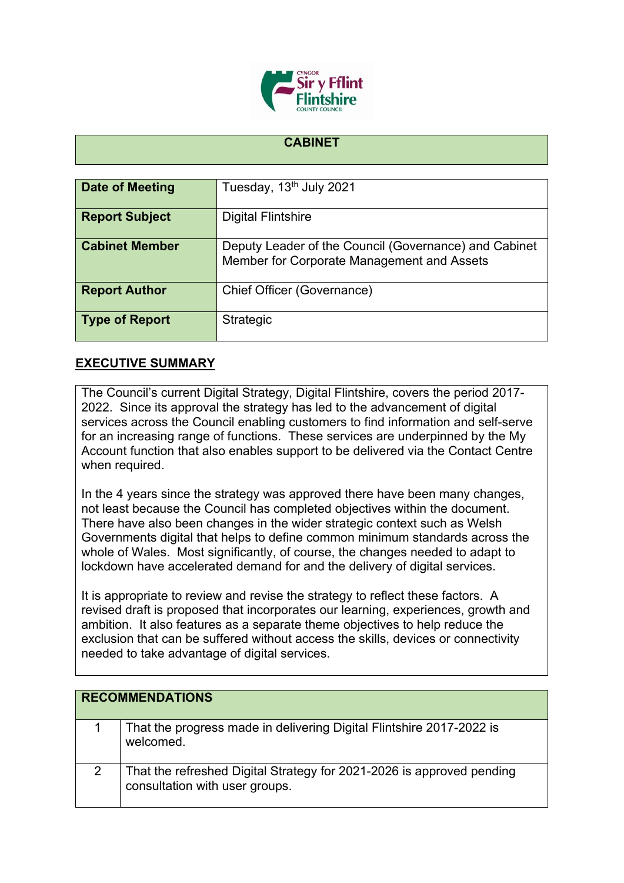# CABINET

| Date of Meeting | Tuesday, 13th July 2021 |
|---|---|
| Report Subject | Digital Flintshire |
| Cabinet Member | Deputy Leader of the Council (Governance) and Cabinet Member for Corporate Management and Assets |
| Report Author | Chief Officer (Governance) |
| Type of Report | Strategic |

## EXECUTIVE SUMMARY

The Council's current Digital Strategy, Digital Flintshire, covers the period 2017-2022. Since its approval the strategy has led to the advancement of digital services across the Council enabling customers to find information and self-serve for an increasing range of functions. These services are underpinned by the My Account function that also enables support to be delivered via the Contact Centre when required.

In the 4 years since the strategy was approved there have been many changes, not least because the Council has completed objectives within the document. There have also been changes in the wider strategic context such as Welsh Governments digital that helps to define common minimum standards across the whole of Wales. Most significantly, of course, the changes needed to adapt to lockdown have accelerated demand for and the delivery of digital services.

It is appropriate to review and revise the strategy to reflect these factors. A revised draft is proposed that incorporates our learning, experiences, growth and ambition. It also features as a separate theme objectives to help reduce the exclusion that can be suffered without access the skills, devices or connectivity needed to take advantage of digital services.

| RECOMMENDATIONS | |
|---|---|
| 1 | That the progress made in delivering Digital Flintshire 2017-2022 is welcomed. |
| 2 | That the refreshed Digital Strategy for 2021-2026 is approved pending consultation with user groups. |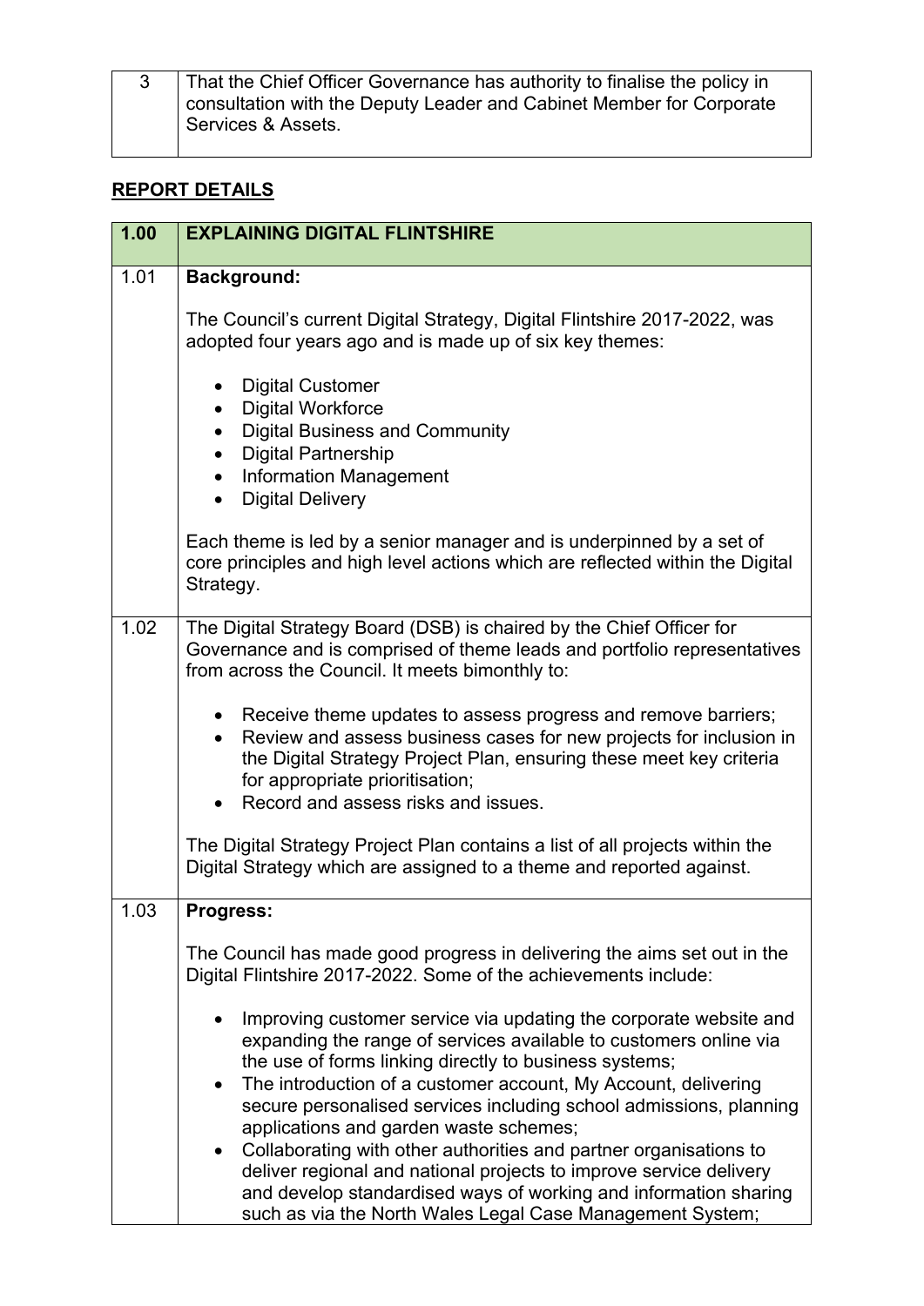| 3 | That the Chief Officer Governance has authority to finalise the policy in consultation with the Deputy Leader and Cabinet Member for Corporate Services & Assets. |
|---|---|

## REPORT DETAILS

| 1.00 | EXPLAINING DIGITAL FLINTSHIRE |
|---|---|
| 1.01 | **Background:**<br><br>The Council's current Digital Strategy, Digital Flintshire 2017-2022, was adopted four years ago and is made up of six key themes:<br><br>• Digital Customer<br>• Digital Workforce<br>• Digital Business and Community<br>• Digital Partnership<br>• Information Management<br>• Digital Delivery<br><br>Each theme is led by a senior manager and is underpinned by a set of core principles and high level actions which are reflected within the Digital Strategy. |
| 1.02 | The Digital Strategy Board (DSB) is chaired by the Chief Officer for Governance and is comprised of theme leads and portfolio representatives from across the Council. It meets bimonthly to:<br><br>• Receive theme updates to assess progress and remove barriers;<br>• Review and assess business cases for new projects for inclusion in the Digital Strategy Project Plan, ensuring these meet key criteria for appropriate prioritisation;<br>• Record and assess risks and issues.<br><br>The Digital Strategy Project Plan contains a list of all projects within the Digital Strategy which are assigned to a theme and reported against. |
| 1.03 | **Progress:**<br><br>The Council has made good progress in delivering the aims set out in the Digital Flintshire 2017-2022. Some of the achievements include:<br><br>• Improving customer service via updating the corporate website and expanding the range of services available to customers online via the use of forms linking directly to business systems;<br>• The introduction of a customer account, My Account, delivering secure personalised services including school admissions, planning applications and garden waste schemes;<br>• Collaborating with other authorities and partner organisations to deliver regional and national projects to improve service delivery and develop standardised ways of working and information sharing such as via the North Wales Legal Case Management System; |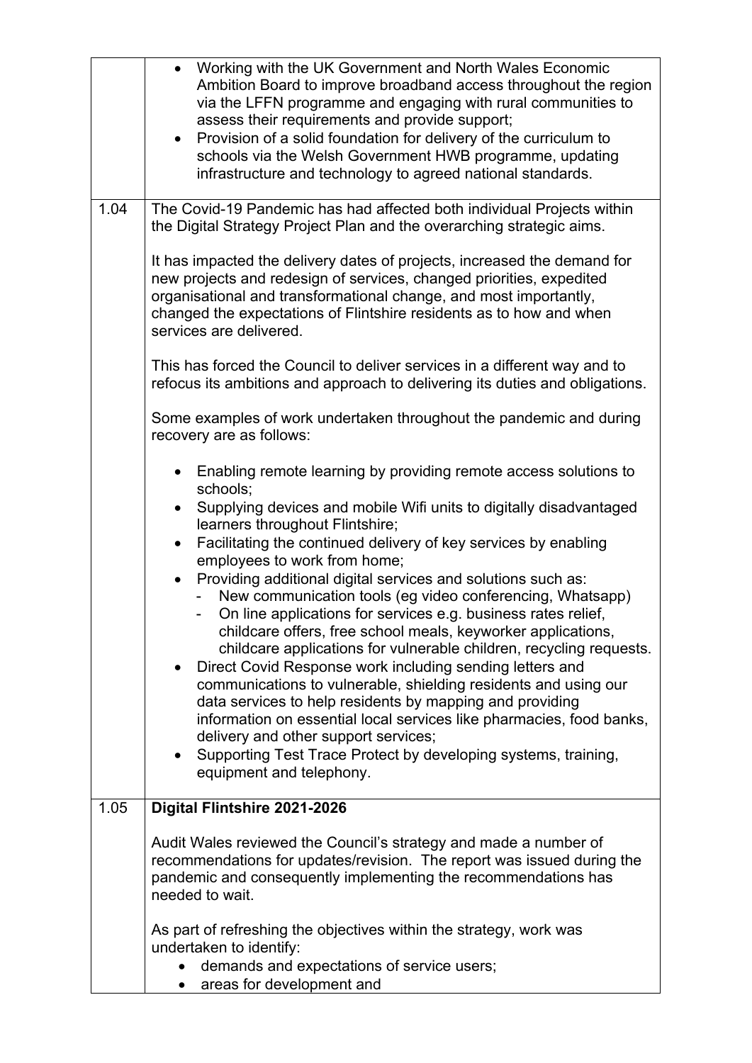| | |
|---|---|
| | • Working with the UK Government and North Wales Economic Ambition Board to improve broadband access throughout the region via the LFFN programme and engaging with rural communities to assess their requirements and provide support;<br>• Provision of a solid foundation for delivery of the curriculum to schools via the Welsh Government HWB programme, updating infrastructure and technology to agreed national standards. |
| 1.04 | The Covid-19 Pandemic has had affected both individual Projects within the Digital Strategy Project Plan and the overarching strategic aims.<br><br>It has impacted the delivery dates of projects, increased the demand for new projects and redesign of services, changed priorities, expedited organisational and transformational change, and most importantly, changed the expectations of Flintshire residents as to how and when services are delivered.<br><br>This has forced the Council to deliver services in a different way and to refocus its ambitions and approach to delivering its duties and obligations.<br><br>Some examples of work undertaken throughout the pandemic and during recovery are as follows:<br><br>• Enabling remote learning by providing remote access solutions to schools;<br>• Supplying devices and mobile Wifi units to digitally disadvantaged learners throughout Flintshire;<br>• Facilitating the continued delivery of key services by enabling employees to work from home;<br>• Providing additional digital services and solutions such as:<br>&nbsp;&nbsp;- New communication tools (eg video conferencing, Whatsapp)<br>&nbsp;&nbsp;- On line applications for services e.g. business rates relief, childcare offers, free school meals, keyworker applications, childcare applications for vulnerable children, recycling requests.<br>• Direct Covid Response work including sending letters and communications to vulnerable, shielding residents and using our data services to help residents by mapping and providing information on essential local services like pharmacies, food banks, delivery and other support services;<br>• Supporting Test Trace Protect by developing systems, training, equipment and telephony. |
| 1.05 | **Digital Flintshire 2021-2026**<br><br>Audit Wales reviewed the Council's strategy and made a number of recommendations for updates/revision. The report was issued during the pandemic and consequently implementing the recommendations has needed to wait.<br><br>As part of refreshing the objectives within the strategy, work was undertaken to identify:<br>• demands and expectations of service users;<br>• areas for development and |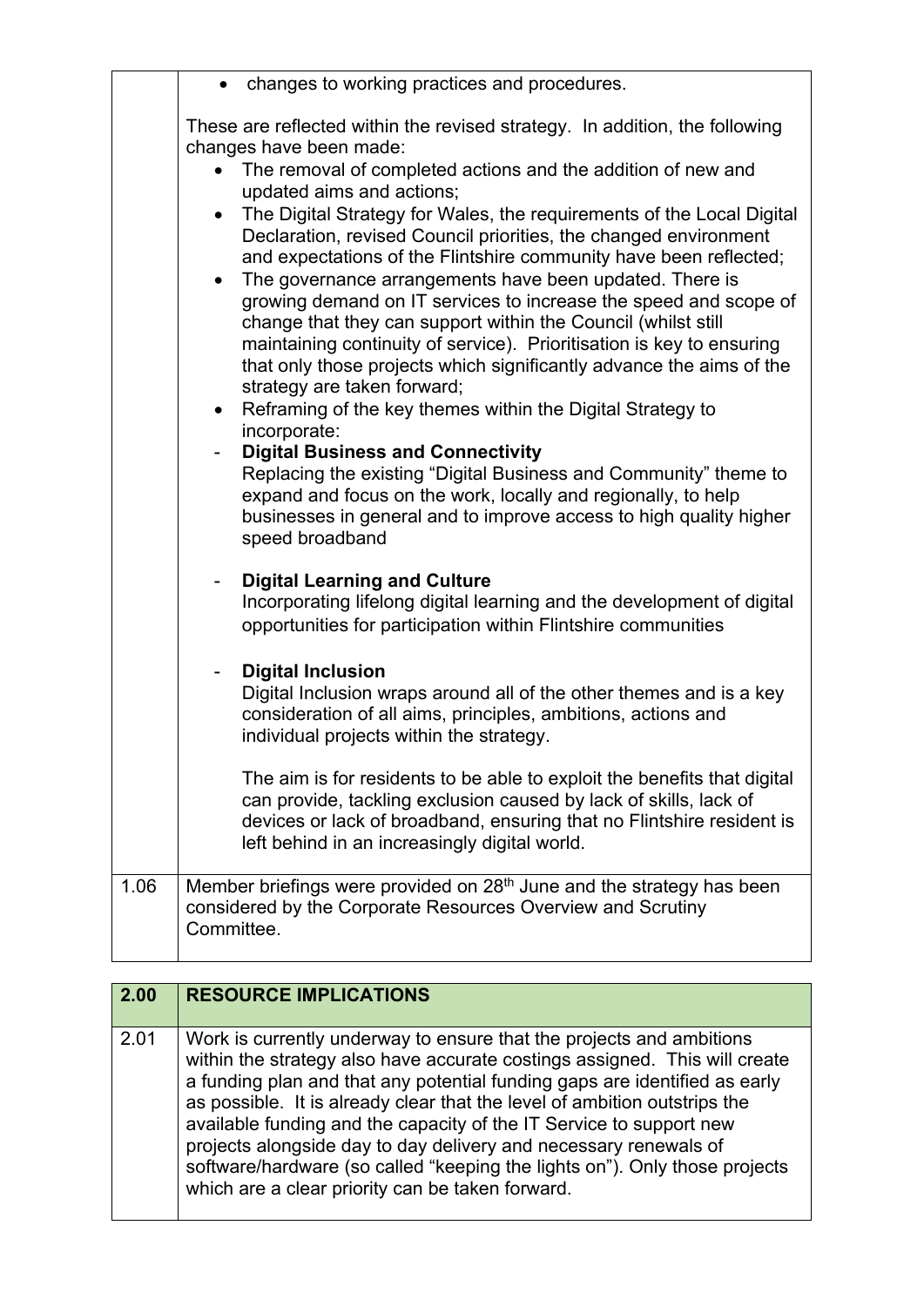| | |
|---|---|
| | • changes to working practices and procedures.<br><br>These are reflected within the revised strategy. In addition, the following changes have been made:<br>• The removal of completed actions and the addition of new and updated aims and actions;<br>• The Digital Strategy for Wales, the requirements of the Local Digital Declaration, revised Council priorities, the changed environment and expectations of the Flintshire community have been reflected;<br>• The governance arrangements have been updated. There is growing demand on IT services to increase the speed and scope of change that they can support within the Council (whilst still maintaining continuity of service). Prioritisation is key to ensuring that only those projects which significantly advance the aims of the strategy are taken forward;<br>• Reframing of the key themes within the Digital Strategy to incorporate:<br>- **Digital Business and Connectivity**<br>Replacing the existing "Digital Business and Community" theme to expand and focus on the work, locally and regionally, to help businesses in general and to improve access to high quality higher speed broadband<br><br>- **Digital Learning and Culture**<br>Incorporating lifelong digital learning and the development of digital opportunities for participation within Flintshire communities<br><br>- **Digital Inclusion**<br>Digital Inclusion wraps around all of the other themes and is a key consideration of all aims, principles, ambitions, actions and individual projects within the strategy.<br><br>The aim is for residents to be able to exploit the benefits that digital can provide, tackling exclusion caused by lack of skills, lack of devices or lack of broadband, ensuring that no Flintshire resident is left behind in an increasingly digital world. |
| 1.06 | Member briefings were provided on 28th June and the strategy has been considered by the Corporate Resources Overview and Scrutiny Committee. |

| 2.00 | RESOURCE IMPLICATIONS |
|---|---|
| 2.01 | Work is currently underway to ensure that the projects and ambitions within the strategy also have accurate costings assigned. This will create a funding plan and that any potential funding gaps are identified as early as possible. It is already clear that the level of ambition outstrips the available funding and the capacity of the IT Service to support new projects alongside day to day delivery and necessary renewals of software/hardware (so called "keeping the lights on"). Only those projects which are a clear priority can be taken forward. |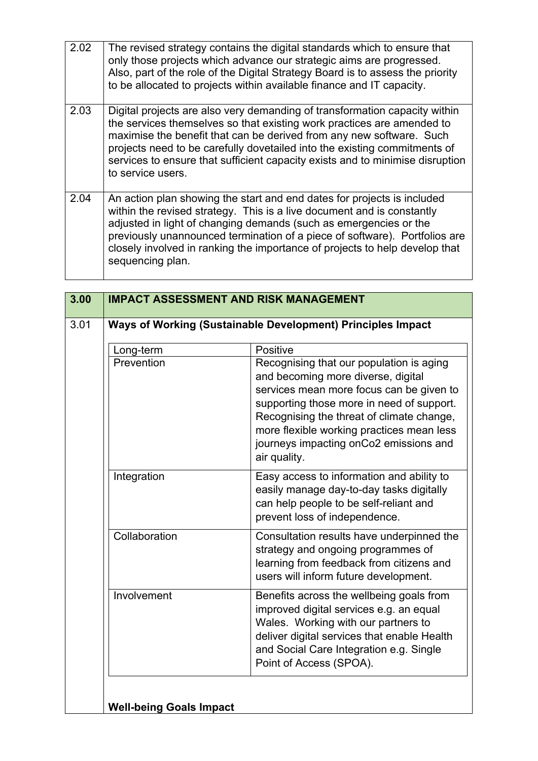| | |
|---|---|
| 2.02 | The revised strategy contains the digital standards which to ensure that only those projects which advance our strategic aims are progressed. Also, part of the role of the Digital Strategy Board is to assess the priority to be allocated to projects within available finance and IT capacity. |
| 2.03 | Digital projects are also very demanding of transformation capacity within the services themselves so that existing work practices are amended to maximise the benefit that can be derived from any new software. Such projects need to be carefully dovetailed into the existing commitments of services to ensure that sufficient capacity exists and to minimise disruption to service users. |
| 2.04 | An action plan showing the start and end dates for projects is included within the revised strategy. This is a live document and is constantly adjusted in light of changing demands (such as emergencies or the previously unannounced termination of a piece of software). Portfolios are closely involved in ranking the importance of projects to help develop that sequencing plan. |

| **3.00** | **IMPACT ASSESSMENT AND RISK MANAGEMENT** |
|---|---|
| 3.01 | **Ways of Working (Sustainable Development) Principles Impact** |

| Long-term | Positive |
|---|---|
| Prevention | Recognising that our population is aging and becoming more diverse, digital services mean more focus can be given to supporting those more in need of support. Recognising the threat of climate change, more flexible working practices mean less journeys impacting onCo2 emissions and air quality. |
| Integration | Easy access to information and ability to easily manage day-to-day tasks digitally can help people to be self-reliant and prevent loss of independence. |
| Collaboration | Consultation results have underpinned the strategy and ongoing programmes of learning from feedback from citizens and users will inform future development. |
| Involvement | Benefits across the wellbeing goals from improved digital services e.g. an equal Wales. Working with our partners to deliver digital services that enable Health and Social Care Integration e.g. Single Point of Access (SPOA). |

**Well-being Goals Impact**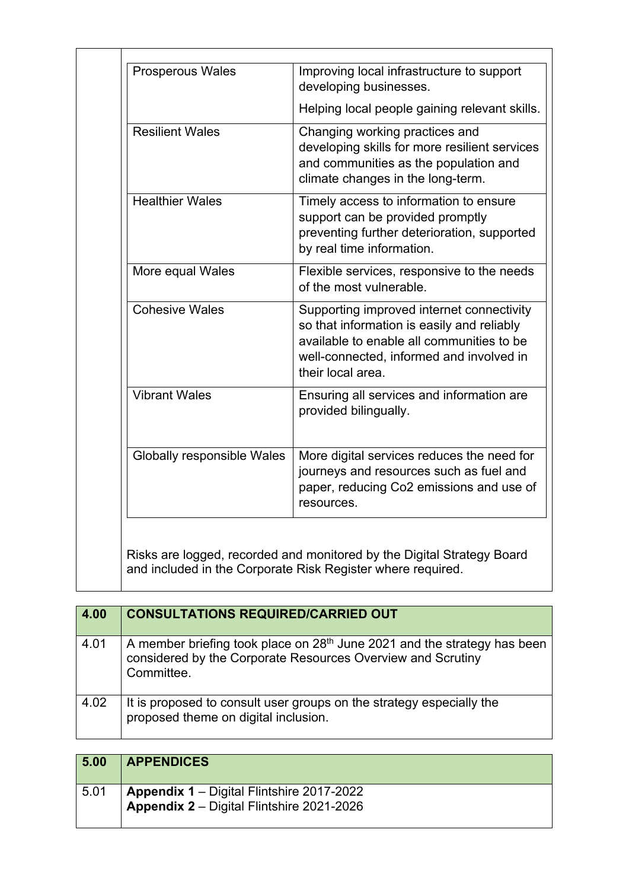| Prosperous Wales | Improving local infrastructure to support developing businesses.<br><br>Helping local people gaining relevant skills. |
|---|---|
| Resilient Wales | Changing working practices and developing skills for more resilient services and communities as the population and climate changes in the long-term. |
| Healthier Wales | Timely access to information to ensure support can be provided promptly preventing further deterioration, supported by real time information. |
| More equal Wales | Flexible services, responsive to the needs of the most vulnerable. |
| Cohesive Wales | Supporting improved internet connectivity so that information is easily and reliably available to enable all communities to be well-connected, informed and involved in their local area. |
| Vibrant Wales | Ensuring all services and information are provided bilingually. |
| Globally responsible Wales | More digital services reduces the need for journeys and resources such as fuel and paper, reducing Co2 emissions and use of resources. |

Risks are logged, recorded and monitored by the Digital Strategy Board and included in the Corporate Risk Register where required.

| **4.00** | **CONSULTATIONS REQUIRED/CARRIED OUT** |
|---|---|
| 4.01 | A member briefing took place on 28th June 2021 and the strategy has been considered by the Corporate Resources Overview and Scrutiny Committee. |
| 4.02 | It is proposed to consult user groups on the strategy especially the proposed theme on digital inclusion. |

| **5.00** | **APPENDICES** |
|---|---|
| 5.01 | **Appendix 1** – Digital Flintshire 2017-2022<br>**Appendix 2** – Digital Flintshire 2021-2026 |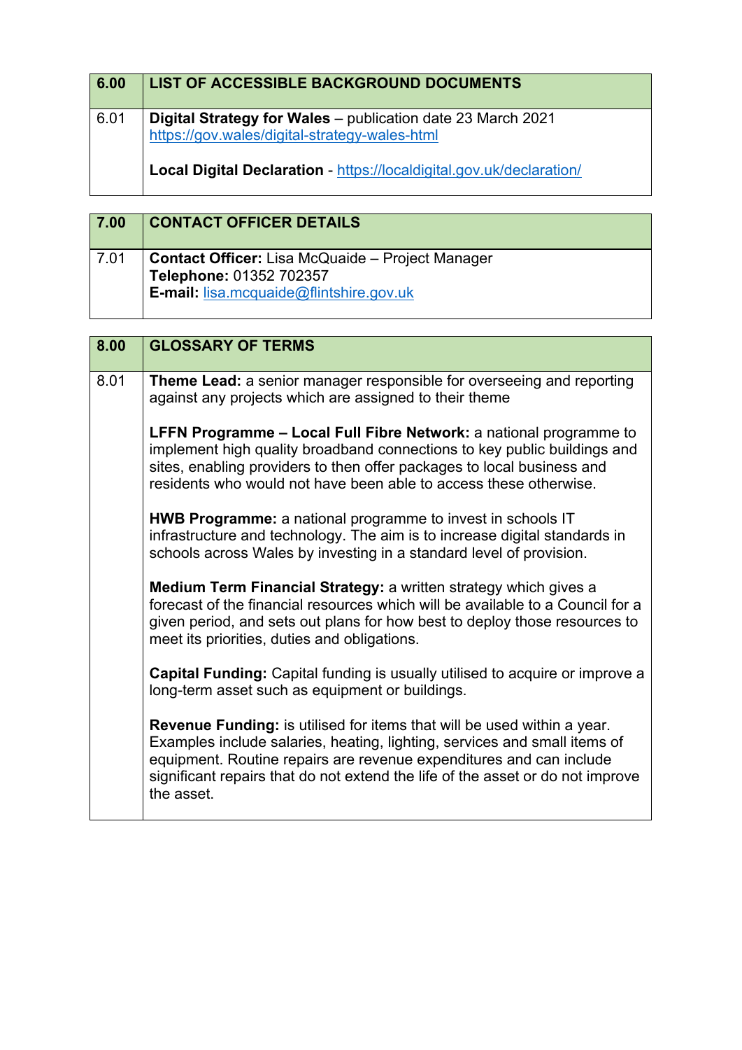| 6.00 | LIST OF ACCESSIBLE BACKGROUND DOCUMENTS |
|---|---|
| 6.01 | **Digital Strategy for Wales** – publication date 23 March 2021<br>https://gov.wales/digital-strategy-wales-html<br><br>**Local Digital Declaration** - https://localdigital.gov.uk/declaration/ |

| 7.00 | CONTACT OFFICER DETAILS |
|---|---|
| 7.01 | **Contact Officer:** Lisa McQuaide – Project Manager<br>**Telephone:** 01352 702357<br>**E-mail:** lisa.mcquaide@flintshire.gov.uk |

| 8.00 | GLOSSARY OF TERMS |
|---|---|
| 8.01 | **Theme Lead:** a senior manager responsible for overseeing and reporting against any projects which are assigned to their theme<br><br>**LFFN Programme – Local Full Fibre Network:** a national programme to implement high quality broadband connections to key public buildings and sites, enabling providers to then offer packages to local business and residents who would not have been able to access these otherwise.<br><br>**HWB Programme:** a national programme to invest in schools IT infrastructure and technology. The aim is to increase digital standards in schools across Wales by investing in a standard level of provision.<br><br>**Medium Term Financial Strategy:** a written strategy which gives a forecast of the financial resources which will be available to a Council for a given period, and sets out plans for how best to deploy those resources to meet its priorities, duties and obligations.<br><br>**Capital Funding:** Capital funding is usually utilised to acquire or improve a long-term asset such as equipment or buildings.<br><br>**Revenue Funding:** is utilised for items that will be used within a year. Examples include salaries, heating, lighting, services and small items of equipment. Routine repairs are revenue expenditures and can include significant repairs that do not extend the life of the asset or do not improve the asset. |